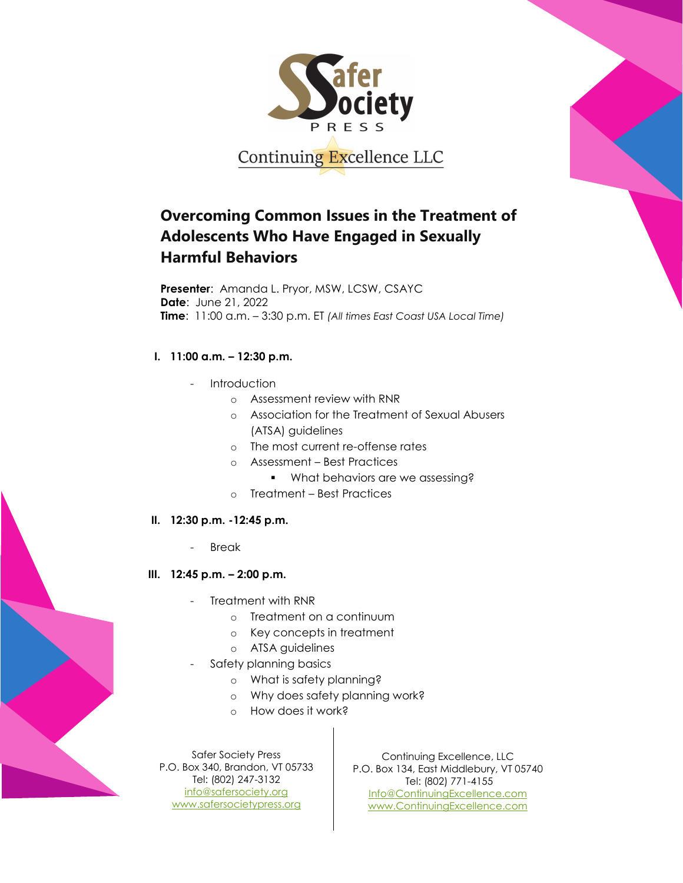Safer Society PRESS

Continuing Excellence LLC

# Overcoming Common Issues in the Treatment of Adolescents Who Have Engaged in Sexually Harmful Behaviors

**Presenter**: Amanda L. Pryor, MSW, LCSW, CSAYC
**Date**: June 21, 2022
**Time**: 11:00 a.m. – 3:30 p.m. ET *(All times East Coast USA Local Time)*

**I. 11:00 a.m. – 12:30 p.m.**

- Introduction
  - Assessment review with RNR
  - Association for the Treatment of Sexual Abusers (ATSA) guidelines
  - The most current re-offense rates
  - Assessment – Best Practices
    - What behaviors are we assessing?
  - Treatment – Best Practices

**II. 12:30 p.m. -12:45 p.m.**

- Break

**III. 12:45 p.m. – 2:00 p.m.**

- Treatment with RNR
  - Treatment on a continuum
  - Key concepts in treatment
  - ATSA guidelines
- Safety planning basics
  - What is safety planning?
  - Why does safety planning work?
  - How does it work?

Safer Society Press
P.O. Box 340, Brandon, VT 05733
Tel: (802) 247-3132
info@safersociety.org
www.safersocietypress.org

Continuing Excellence, LLC
P.O. Box 134, East Middlebury, VT 05740
Tel: (802) 771-4155
Info@ContinuingExcellence.com
www.ContinuingExcellence.com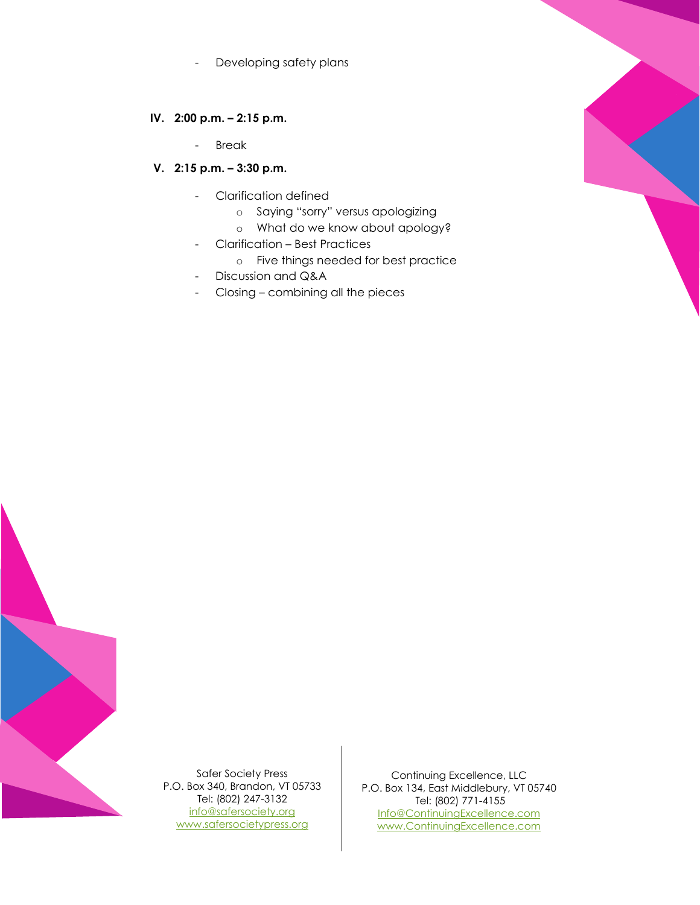- Developing safety plans

**IV. 2:00 p.m. – 2:15 p.m.**

- Break

**V. 2:15 p.m. – 3:30 p.m.**

- Clarification defined
  - Saying "sorry" versus apologizing
  - What do we know about apology?
- Clarification – Best Practices
  - Five things needed for best practice
- Discussion and Q&A
- Closing – combining all the pieces

Safer Society Press
P.O. Box 340, Brandon, VT 05733
Tel: (802) 247-3132
info@safersociety.org
www.safersocietypress.org

Continuing Excellence, LLC
P.O. Box 134, East Middlebury, VT 05740
Tel: (802) 771-4155
Info@ContinuingExcellence.com
www.ContinuingExcellence.com